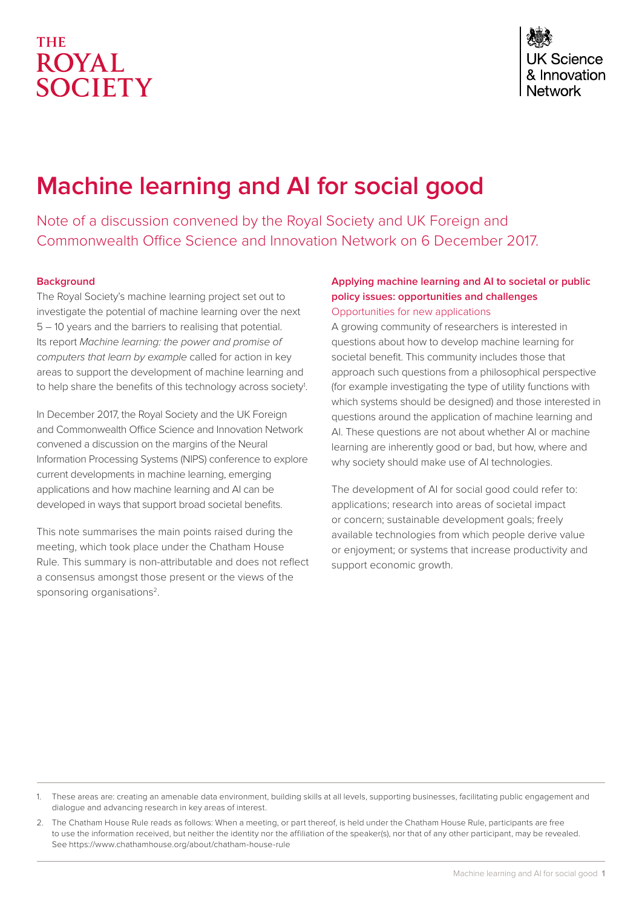THE ROYAL SOCIETY

UK Science & Innovation Network

# Machine learning and AI for social good

Note of a discussion convened by the Royal Society and UK Foreign and Commonwealth Office Science and Innovation Network on 6 December 2017.

## Background

The Royal Society's machine learning project set out to investigate the potential of machine learning over the next 5 – 10 years and the barriers to realising that potential. Its report *Machine learning: the power and promise of computers that learn by example* called for action in key areas to support the development of machine learning and to help share the benefits of this technology across society[1].

In December 2017, the Royal Society and the UK Foreign and Commonwealth Office Science and Innovation Network convened a discussion on the margins of the Neural Information Processing Systems (NIPS) conference to explore current developments in machine learning, emerging applications and how machine learning and AI can be developed in ways that support broad societal benefits.

This note summarises the main points raised during the meeting, which took place under the Chatham House Rule. This summary is non-attributable and does not reflect a consensus amongst those present or the views of the sponsoring organisations[2].

## Applying machine learning and AI to societal or public policy issues: opportunities and challenges

### Opportunities for new applications

A growing community of researchers is interested in questions about how to develop machine learning for societal benefit. This community includes those that approach such questions from a philosophical perspective (for example investigating the type of utility functions with which systems should be designed) and those interested in questions around the application of machine learning and AI. These questions are not about whether AI or machine learning are inherently good or bad, but how, where and why society should make use of AI technologies.

The development of AI for social good could refer to: applications; research into areas of societal impact or concern; sustainable development goals; freely available technologies from which people derive value or enjoyment; or systems that increase productivity and support economic growth.

---

1. These areas are: creating an amenable data environment, building skills at all levels, supporting businesses, facilitating public engagement and dialogue and advancing research in key areas of interest.

2. The Chatham House Rule reads as follows: When a meeting, or part thereof, is held under the Chatham House Rule, participants are free to use the information received, but neither the identity nor the affiliation of the speaker(s), nor that of any other participant, may be revealed. See https://www.chathamhouse.org/about/chatham-house-rule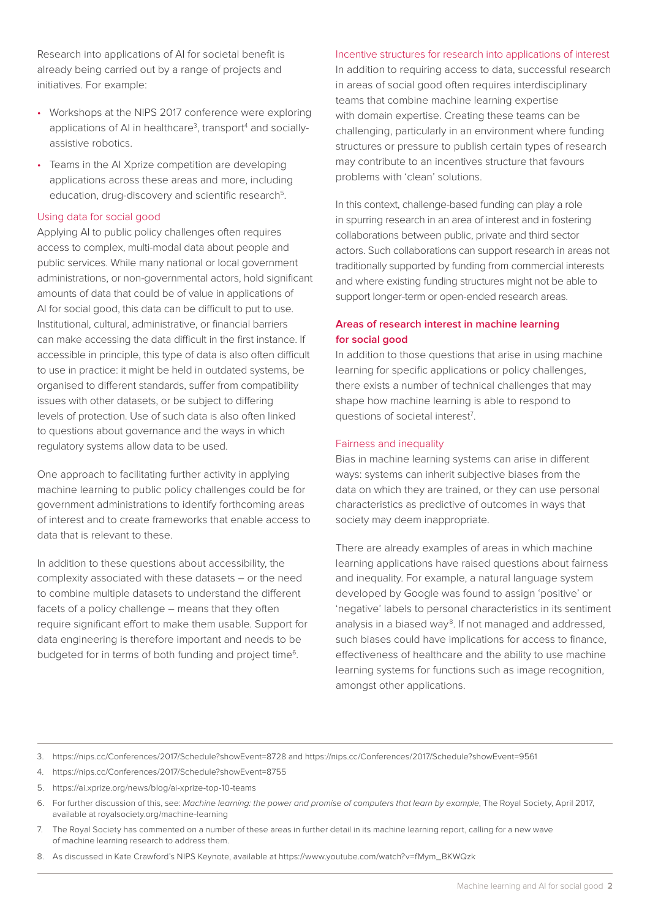Research into applications of AI for societal benefit is already being carried out by a range of projects and initiatives. For example:

- Workshops at the NIPS 2017 conference were exploring applications of AI in healthcare[3], transport[4] and socially-assistive robotics.
- Teams in the AI Xprize competition are developing applications across these areas and more, including education, drug-discovery and scientific research[5].

### Using data for social good

Applying AI to public policy challenges often requires access to complex, multi-modal data about people and public services. While many national or local government administrations, or non-governmental actors, hold significant amounts of data that could be of value in applications of AI for social good, this data can be difficult to put to use. Institutional, cultural, administrative, or financial barriers can make accessing the data difficult in the first instance. If accessible in principle, this type of data is also often difficult to use in practice: it might be held in outdated systems, be organised to different standards, suffer from compatibility issues with other datasets, or be subject to differing levels of protection. Use of such data is also often linked to questions about governance and the ways in which regulatory systems allow data to be used.

One approach to facilitating further activity in applying machine learning to public policy challenges could be for government administrations to identify forthcoming areas of interest and to create frameworks that enable access to data that is relevant to these.

In addition to these questions about accessibility, the complexity associated with these datasets – or the need to combine multiple datasets to understand the different facets of a policy challenge – means that they often require significant effort to make them usable. Support for data engineering is therefore important and needs to be budgeted for in terms of both funding and project time[6].

### Incentive structures for research into applications of interest

In addition to requiring access to data, successful research in areas of social good often requires interdisciplinary teams that combine machine learning expertise with domain expertise. Creating these teams can be challenging, particularly in an environment where funding structures or pressure to publish certain types of research may contribute to an incentives structure that favours problems with 'clean' solutions.

In this context, challenge-based funding can play a role in spurring research in an area of interest and in fostering collaborations between public, private and third sector actors. Such collaborations can support research in areas not traditionally supported by funding from commercial interests and where existing funding structures might not be able to support longer-term or open-ended research areas.

## Areas of research interest in machine learning for social good

In addition to those questions that arise in using machine learning for specific applications or policy challenges, there exists a number of technical challenges that may shape how machine learning is able to respond to questions of societal interest[7].

### Fairness and inequality

Bias in machine learning systems can arise in different ways: systems can inherit subjective biases from the data on which they are trained, or they can use personal characteristics as predictive of outcomes in ways that society may deem inappropriate.

There are already examples of areas in which machine learning applications have raised questions about fairness and inequality. For example, a natural language system developed by Google was found to assign 'positive' or 'negative' labels to personal characteristics in its sentiment analysis in a biased way[8]. If not managed and addressed, such biases could have implications for access to finance, effectiveness of healthcare and the ability to use machine learning systems for functions such as image recognition, amongst other applications.

---

3. https://nips.cc/Conferences/2017/Schedule?showEvent=8728 and https://nips.cc/Conferences/2017/Schedule?showEvent=9561
4. https://nips.cc/Conferences/2017/Schedule?showEvent=8755
5. https://ai.xprize.org/news/blog/ai-xprize-top-10-teams
6. For further discussion of this, see: *Machine learning: the power and promise of computers that learn by example*, The Royal Society, April 2017, available at royalsociety.org/machine-learning
7. The Royal Society has commented on a number of these areas in further detail in its machine learning report, calling for a new wave of machine learning research to address them.
8. As discussed in Kate Crawford's NIPS Keynote, available at https://www.youtube.com/watch?v=fMym_BKWQzk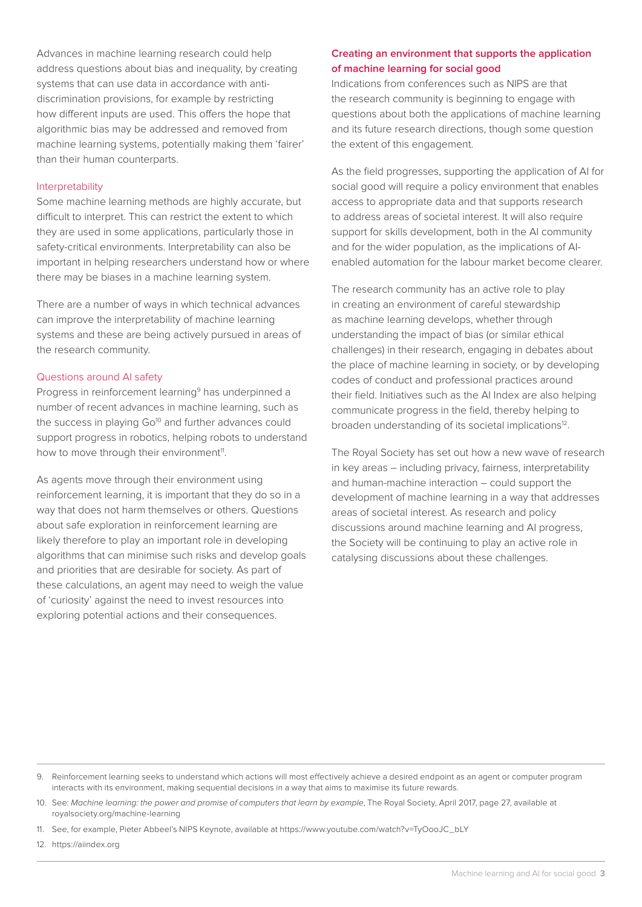Advances in machine learning research could help address questions about bias and inequality, by creating systems that can use data in accordance with anti-discrimination provisions, for example by restricting how different inputs are used. This offers the hope that algorithmic bias may be addressed and removed from machine learning systems, potentially making them 'fairer' than their human counterparts.

### Interpretability

Some machine learning methods are highly accurate, but difficult to interpret. This can restrict the extent to which they are used in some applications, particularly those in safety-critical environments. Interpretability can also be important in helping researchers understand how or where there may be biases in a machine learning system.

There are a number of ways in which technical advances can improve the interpretability of machine learning systems and these are being actively pursued in areas of the research community.

### Questions around AI safety

Progress in reinforcement learning[9] has underpinned a number of recent advances in machine learning, such as the success in playing Go[10] and further advances could support progress in robotics, helping robots to understand how to move through their environment[11].

As agents move through their environment using reinforcement learning, it is important that they do so in a way that does not harm themselves or others. Questions about safe exploration in reinforcement learning are likely therefore to play an important role in developing algorithms that can minimise such risks and develop goals and priorities that are desirable for society. As part of these calculations, an agent may need to weigh the value of 'curiosity' against the need to invest resources into exploring potential actions and their consequences.

## Creating an environment that supports the application of machine learning for social good

Indications from conferences such as NIPS are that the research community is beginning to engage with questions about both the applications of machine learning and its future research directions, though some question the extent of this engagement.

As the field progresses, supporting the application of AI for social good will require a policy environment that enables access to appropriate data and that supports research to address areas of societal interest. It will also require support for skills development, both in the AI community and for the wider population, as the implications of AI-enabled automation for the labour market become clearer.

The research community has an active role to play in creating an environment of careful stewardship as machine learning develops, whether through understanding the impact of bias (or similar ethical challenges) in their research, engaging in debates about the place of machine learning in society, or by developing codes of conduct and professional practices around their field. Initiatives such as the AI Index are also helping communicate progress in the field, thereby helping to broaden understanding of its societal implications[12].

The Royal Society has set out how a new wave of research in key areas – including privacy, fairness, interpretability and human-machine interaction – could support the development of machine learning in a way that addresses areas of societal interest. As research and policy discussions around machine learning and AI progress, the Society will be continuing to play an active role in catalysing discussions about these challenges.

---

9. Reinforcement learning seeks to understand which actions will most effectively achieve a desired endpoint as an agent or computer program interacts with its environment, making sequential decisions in a way that aims to maximise its future rewards.
10. See: *Machine learning: the power and promise of computers that learn by example*, The Royal Society, April 2017, page 27, available at royalsociety.org/machine-learning
11. See, for example, Pieter Abbeel's NIPS Keynote, available at https://www.youtube.com/watch?v=TyOooJC_bLY
12. https://aiindex.org